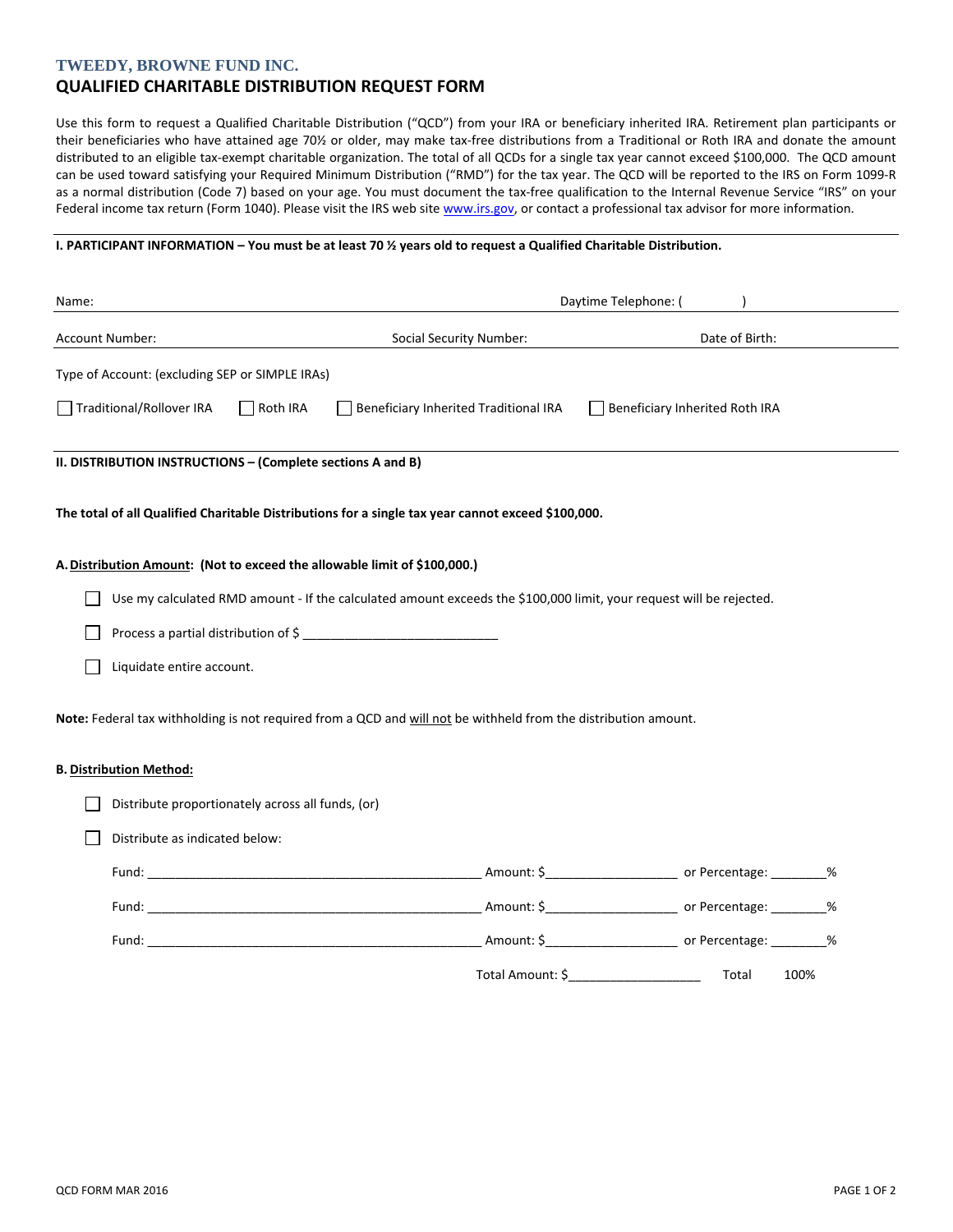**TWEEDY, BROWNE FUND INC.**

# QUALIFIED CHARITABLE DISTRIBUTION REQUEST FORM

Use this form to request a Qualified Charitable Distribution ("QCD") from your IRA or beneficiary inherited IRA. Retirement plan participants or their beneficiaries who have attained age 70½ or older, may make tax-free distributions from a Traditional or Roth IRA and donate the amount distributed to an eligible tax-exempt charitable organization. The total of all QCDs for a single tax year cannot exceed $100,000. The QCD amount can be used toward satisfying your Required Minimum Distribution ("RMD") for the tax year. The QCD will be reported to the IRS on Form 1099-R as a normal distribution (Code 7) based on your age. You must document the tax-free qualification to the Internal Revenue Service "IRS" on your Federal income tax return (Form 1040). Please visit the IRS web site www.irs.gov, or contact a professional tax advisor for more information.

## I. PARTICIPANT INFORMATION – You must be at least 70 ½ years old to request a Qualified Charitable Distribution.

Name: Daytime Telephone: ( )

Account Number: Social Security Number: Date of Birth:

Type of Account: (excluding SEP or SIMPLE IRAs)

☐ Traditional/Rollover IRA ☐ Roth IRA ☐ Beneficiary Inherited Traditional IRA ☐ Beneficiary Inherited Roth IRA

## II. DISTRIBUTION INSTRUCTIONS – (Complete sections A and B)

**The total of all Qualified Charitable Distributions for a single tax year cannot exceed $100,000.**

**A. Distribution Amount: (Not to exceed the allowable limit of $100,000.)**

☐ Use my calculated RMD amount - If the calculated amount exceeds the $100,000 limit, your request will be rejected.

☐ Process a partial distribution of $ ___________________________

☐ Liquidate entire account.

**Note:** Federal tax withholding is not required from a QCD and will not be withheld from the distribution amount.

**B. Distribution Method:**

☐ Distribute proportionately across all funds, (or)

☐ Distribute as indicated below:

| Fund | Amount | or Percentage |
|---|---|---|
| Fund: _______________________________________________ | Amount: $__________________ | or Percentage: ________% |
| Fund: _______________________________________________ | Amount: $__________________ | or Percentage: ________% |
| Fund: _______________________________________________ | Amount: $__________________ | or Percentage: ________% |
| | Total Amount: $__________________ | Total 100% |

QCD FORM MAR 2016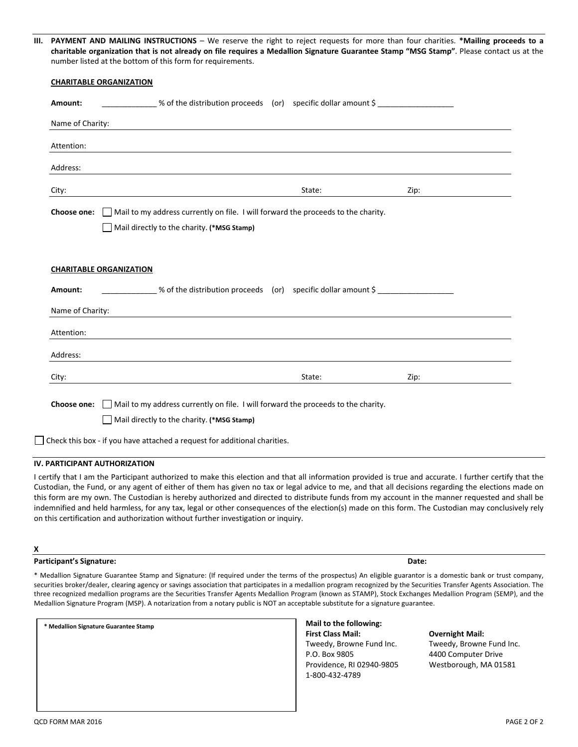## III. PAYMENT AND MAILING INSTRUCTIONS

– We reserve the right to reject requests for more than four charities. **\*Mailing proceeds to a charitable organization that is not already on file requires a Medallion Signature Guarantee Stamp "MSG Stamp"**. Please contact us at the number listed at the bottom of this form for requirements.

**CHARITABLE ORGANIZATION**

**Amount:** ____________ % of the distribution proceeds (or) specific dollar amount $ _________________

Name of Charity: ______________________________

Attention: ______________________________

Address: ______________________________

City: ______________________ State: __________ Zip: __________

**Choose one:** ☐ Mail to my address currently on file. I will forward the proceeds to the charity.

☐ Mail directly to the charity. **(\*MSG Stamp)**

**CHARITABLE ORGANIZATION**

**Amount:** ____________ % of the distribution proceeds (or) specific dollar amount $ _________________

Name of Charity: ______________________________

Attention: ______________________________

Address: ______________________________

City: ______________________ State: __________ Zip: __________

**Choose one:** ☐ Mail to my address currently on file. I will forward the proceeds to the charity.

☐ Mail directly to the charity. **(\*MSG Stamp)**

☐ Check this box - if you have attached a request for additional charities.

## IV. PARTICIPANT AUTHORIZATION

I certify that I am the Participant authorized to make this election and that all information provided is true and accurate. I further certify that the Custodian, the Fund, or any agent of either of them has given no tax or legal advice to me, and that all decisions regarding the elections made on this form are my own. The Custodian is hereby authorized and directed to distribute funds from my account in the manner requested and shall be indemnified and held harmless, for any tax, legal or other consequences of the election(s) made on this form. The Custodian may conclusively rely on this certification and authorization without further investigation or inquiry.

**X**

**Participant's Signature:** ______________________________ **Date:** __________

\* Medallion Signature Guarantee Stamp and Signature: (If required under the terms of the prospectus) An eligible guarantor is a domestic bank or trust company, securities broker/dealer, clearing agency or savings association that participates in a medallion program recognized by the Securities Transfer Agents Association. The three recognized medallion programs are the Securities Transfer Agents Medallion Program (known as STAMP), Stock Exchanges Medallion Program (SEMP), and the Medallion Signature Program (MSP). A notarization from a notary public is NOT an acceptable substitute for a signature guarantee.

**\* Medallion Signature Guarantee Stamp**

**Mail to the following:**

**First Class Mail:**
Tweedy, Browne Fund Inc.
P.O. Box 9805
Providence, RI 02940-9805
1-800-432-4789

**Overnight Mail:**
Tweedy, Browne Fund Inc.
4400 Computer Drive
Westborough, MA 01581

QCD FORM MAR 2016